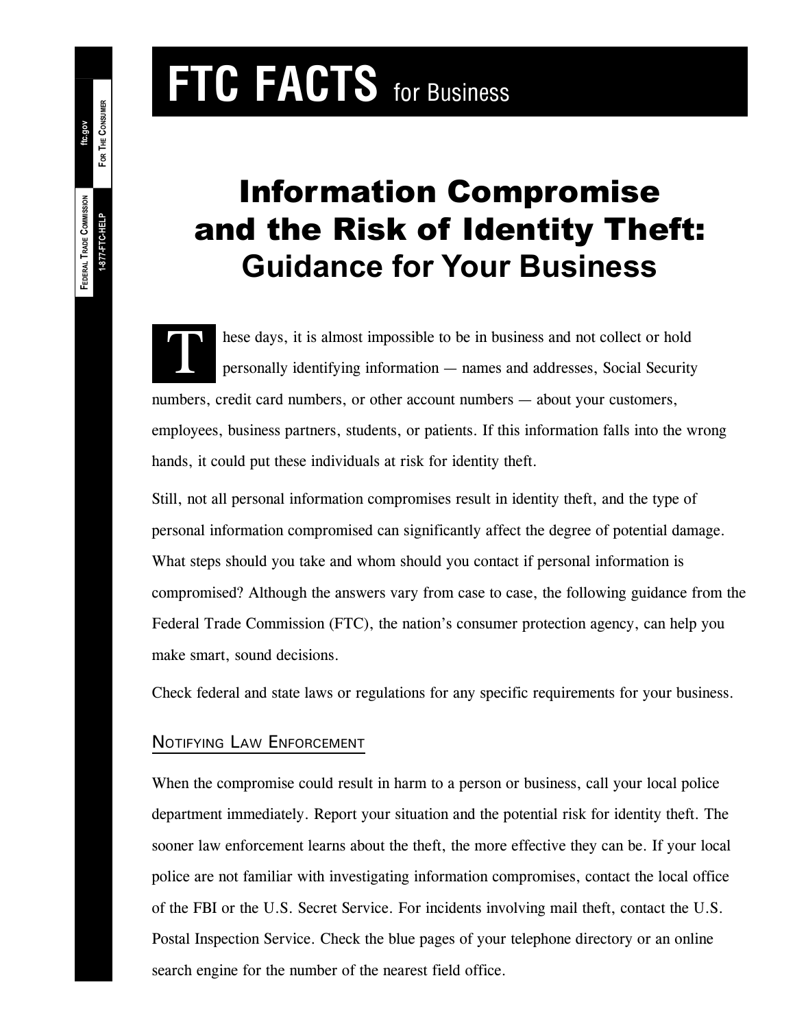# FTC FACTS for Business

## Information Compromise and the Risk of Identity Theft: Guidance for Your Business

These days, it is almost impossible to be in business and not collect or hold personally identifying information — names and addresses, Social Security numbers, credit card numbers, or other account numbers — about your customers, employees, business partners, students, or patients. If this information falls into the wrong hands, it could put these individuals at risk for identity theft.

Still, not all personal information compromises result in identity theft, and the type of personal information compromised can significantly affect the degree of potential damage. What steps should you take and whom should you contact if personal information is compromised? Although the answers vary from case to case, the following guidance from the Federal Trade Commission (FTC), the nation's consumer protection agency, can help you make smart, sound decisions.

Check federal and state laws or regulations for any specific requirements for your business.

### Notifying Law Enforcement

When the compromise could result in harm to a person or business, call your local police department immediately. Report your situation and the potential risk for identity theft. The sooner law enforcement learns about the theft, the more effective they can be. If your local police are not familiar with investigating information compromises, contact the local office of the FBI or the U.S. Secret Service. For incidents involving mail theft, contact the U.S. Postal Inspection Service. Check the blue pages of your telephone directory or an online search engine for the number of the nearest field office.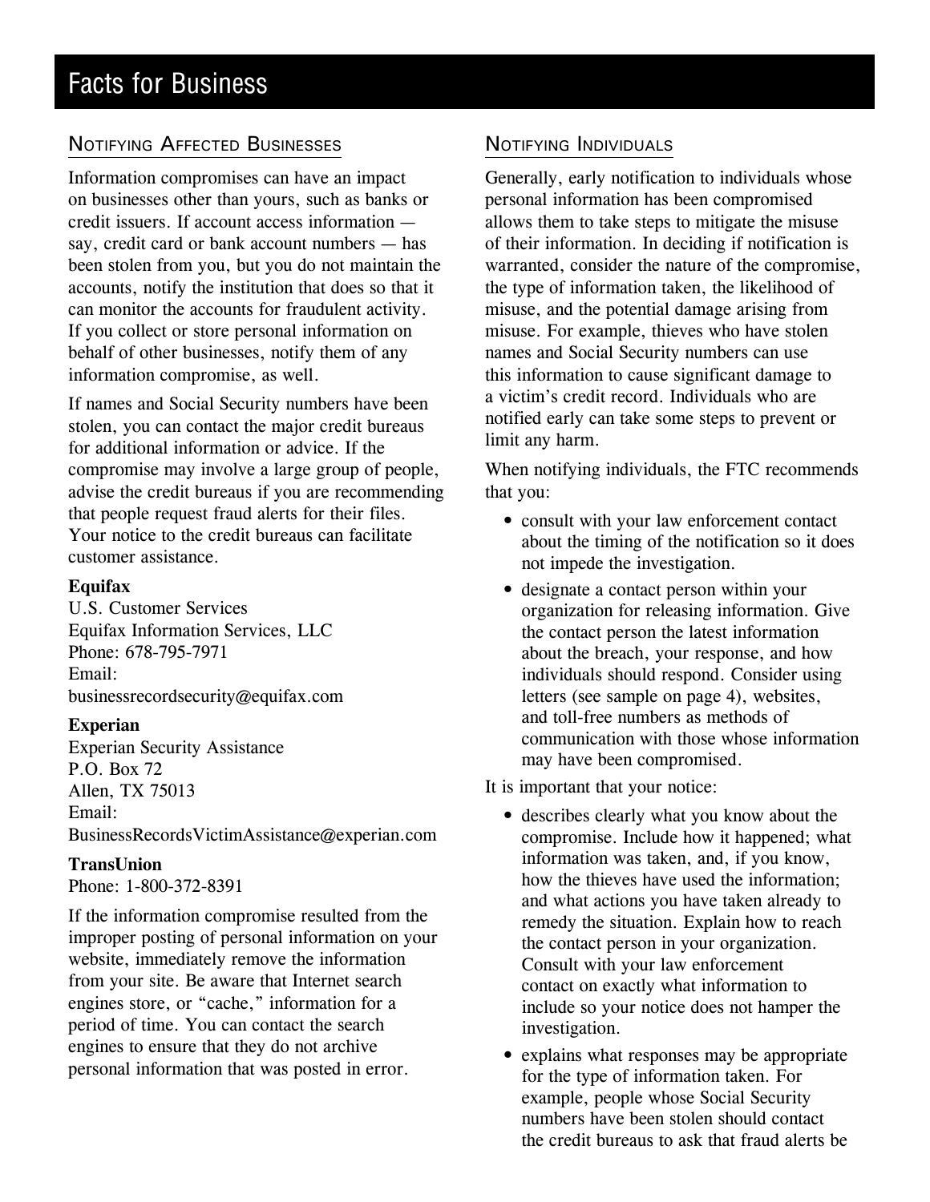## Notifying Affected Businesses

Information compromises can have an impact on businesses other than yours, such as banks or credit issuers. If account access information — say, credit card or bank account numbers — has been stolen from you, but you do not maintain the accounts, notify the institution that does so that it can monitor the accounts for fraudulent activity. If you collect or store personal information on behalf of other businesses, notify them of any information compromise, as well.

If names and Social Security numbers have been stolen, you can contact the major credit bureaus for additional information or advice. If the compromise may involve a large group of people, advise the credit bureaus if you are recommending that people request fraud alerts for their files. Your notice to the credit bureaus can facilitate customer assistance.

**Equifax**
U.S. Customer Services
Equifax Information Services, LLC
Phone: 678-795-7971
Email:
businessrecordsecurity@equifax.com

**Experian**
Experian Security Assistance
P.O. Box 72
Allen, TX 75013
Email:
BusinessRecordsVictimAssistance@experian.com

**TransUnion**
Phone: 1-800-372-8391

If the information compromise resulted from the improper posting of personal information on your website, immediately remove the information from your site. Be aware that Internet search engines store, or "cache," information for a period of time. You can contact the search engines to ensure that they do not archive personal information that was posted in error.

## Notifying Individuals

Generally, early notification to individuals whose personal information has been compromised allows them to take steps to mitigate the misuse of their information. In deciding if notification is warranted, consider the nature of the compromise, the type of information taken, the likelihood of misuse, and the potential damage arising from misuse. For example, thieves who have stolen names and Social Security numbers can use this information to cause significant damage to a victim's credit record. Individuals who are notified early can take some steps to prevent or limit any harm.

When notifying individuals, the FTC recommends that you:

- consult with your law enforcement contact about the timing of the notification so it does not impede the investigation.
- designate a contact person within your organization for releasing information. Give the contact person the latest information about the breach, your response, and how individuals should respond. Consider using letters (see sample on page 4), websites, and toll-free numbers as methods of communication with those whose information may have been compromised.

It is important that your notice:

- describes clearly what you know about the compromise. Include how it happened; what information was taken, and, if you know, how the thieves have used the information; and what actions you have taken already to remedy the situation. Explain how to reach the contact person in your organization. Consult with your law enforcement contact on exactly what information to include so your notice does not hamper the investigation.
- explains what responses may be appropriate for the type of information taken. For example, people whose Social Security numbers have been stolen should contact the credit bureaus to ask that fraud alerts be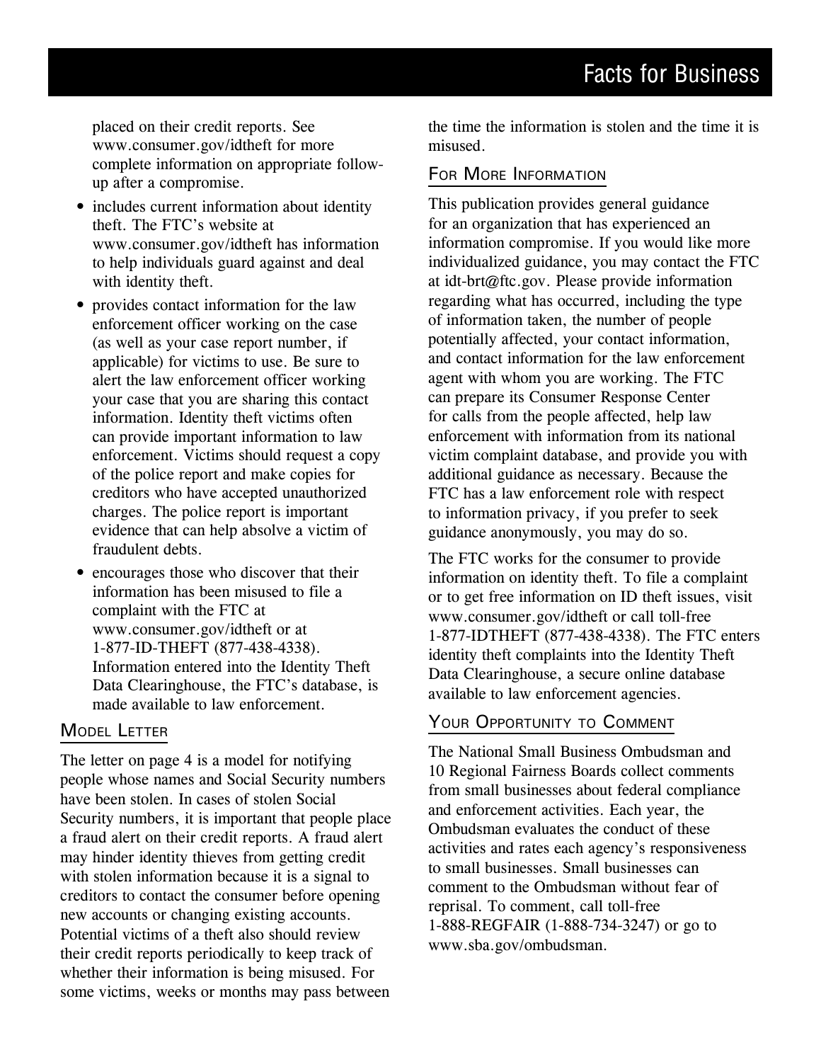placed on their credit reports. See www.consumer.gov/idtheft for more complete information on appropriate follow-up after a compromise.

- includes current information about identity theft. The FTC's website at www.consumer.gov/idtheft has information to help individuals guard against and deal with identity theft.
- provides contact information for the law enforcement officer working on the case (as well as your case report number, if applicable) for victims to use. Be sure to alert the law enforcement officer working your case that you are sharing this contact information. Identity theft victims often can provide important information to law enforcement. Victims should request a copy of the police report and make copies for creditors who have accepted unauthorized charges. The police report is important evidence that can help absolve a victim of fraudulent debts.
- encourages those who discover that their information has been misused to file a complaint with the FTC at www.consumer.gov/idtheft or at 1-877-ID-THEFT (877-438-4338). Information entered into the Identity Theft Data Clearinghouse, the FTC's database, is made available to law enforcement.

## Model Letter

The letter on page 4 is a model for notifying people whose names and Social Security numbers have been stolen. In cases of stolen Social Security numbers, it is important that people place a fraud alert on their credit reports. A fraud alert may hinder identity thieves from getting credit with stolen information because it is a signal to creditors to contact the consumer before opening new accounts or changing existing accounts. Potential victims of a theft also should review their credit reports periodically to keep track of whether their information is being misused. For some victims, weeks or months may pass between the time the information is stolen and the time it is misused.

## For More Information

This publication provides general guidance for an organization that has experienced an information compromise. If you would like more individualized guidance, you may contact the FTC at idt-brt@ftc.gov. Please provide information regarding what has occurred, including the type of information taken, the number of people potentially affected, your contact information, and contact information for the law enforcement agent with whom you are working. The FTC can prepare its Consumer Response Center for calls from the people affected, help law enforcement with information from its national victim complaint database, and provide you with additional guidance as necessary. Because the FTC has a law enforcement role with respect to information privacy, if you prefer to seek guidance anonymously, you may do so.

The FTC works for the consumer to provide information on identity theft. To file a complaint or to get free information on ID theft issues, visit www.consumer.gov/idtheft or call toll-free 1-877-IDTHEFT (877-438-4338). The FTC enters identity theft complaints into the Identity Theft Data Clearinghouse, a secure online database available to law enforcement agencies.

## Your Opportunity to Comment

The National Small Business Ombudsman and 10 Regional Fairness Boards collect comments from small businesses about federal compliance and enforcement activities. Each year, the Ombudsman evaluates the conduct of these activities and rates each agency's responsiveness to small businesses. Small businesses can comment to the Ombudsman without fear of reprisal. To comment, call toll-free 1-888-REGFAIR (1-888-734-3247) or go to www.sba.gov/ombudsman.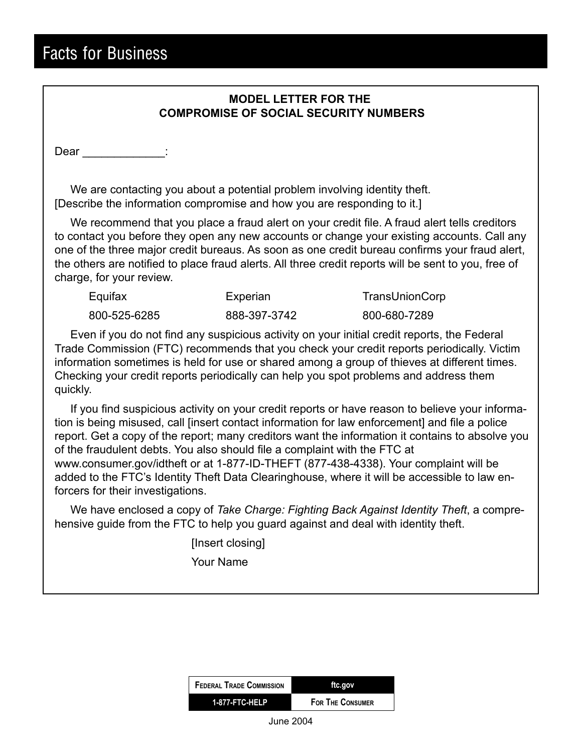# Facts for Business

## MODEL LETTER FOR THE COMPROMISE OF SOCIAL SECURITY NUMBERS

Dear _____________:

We are contacting you about a potential problem involving identity theft. [Describe the information compromise and how you are responding to it.]

We recommend that you place a fraud alert on your credit file. A fraud alert tells creditors to contact you before they open any new accounts or change your existing accounts. Call any one of the three major credit bureaus. As soon as one credit bureau confirms your fraud alert, the others are notified to place fraud alerts. All three credit reports will be sent to you, free of charge, for your review.

| | | |
|---|---|---|
| Equifax | Experian | TransUnionCorp |
| 800-525-6285 | 888-397-3742 | 800-680-7289 |

Even if you do not find any suspicious activity on your initial credit reports, the Federal Trade Commission (FTC) recommends that you check your credit reports periodically. Victim information sometimes is held for use or shared among a group of thieves at different times. Checking your credit reports periodically can help you spot problems and address them quickly.

If you find suspicious activity on your credit reports or have reason to believe your information is being misused, call [insert contact information for law enforcement] and file a police report. Get a copy of the report; many creditors want the information it contains to absolve you of the fraudulent debts. You also should file a complaint with the FTC at www.consumer.gov/idtheft or at 1-877-ID-THEFT (877-438-4338). Your complaint will be added to the FTC's Identity Theft Data Clearinghouse, where it will be accessible to law enforcers for their investigations.

We have enclosed a copy of *Take Charge: Fighting Back Against Identity Theft*, a comprehensive guide from the FTC to help you guard against and deal with identity theft.

[Insert closing]

Your Name

FEDERAL TRADE COMMISSION | ftc.gov
1-877-FTC-HELP | FOR THE CONSUMER

June 2004